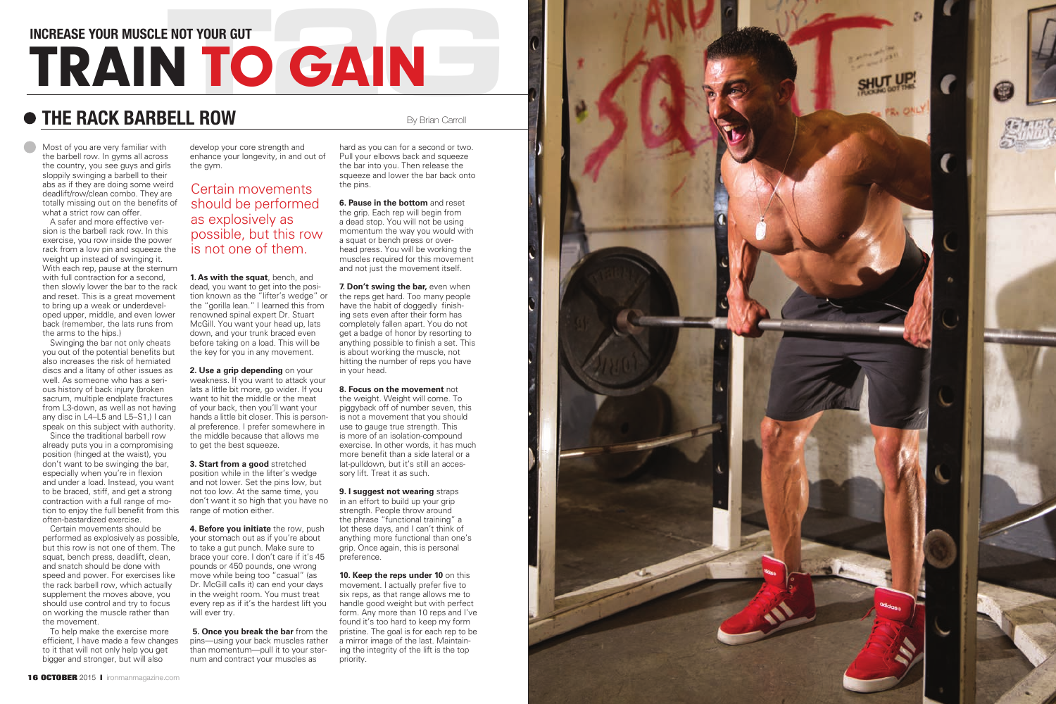INCREASE YOUR MUSCLE NOT YOUR GUT

# TRAIN TO GAIN

## THE RACK BARBELL ROW

By Brian Carroll

Most of you are very familiar with the barbell row. In gyms all across the country, you see guys and girls sloppily swinging a barbell to their abs as if they are doing some weird deadlift/row/clean combo. They are totally missing out on the benefits of what a strict row can offer.

A safer and more effective version is the barbell rack row. In this exercise, you row inside the power rack from a low pin and squeeze the weight up instead of swinging it. With each rep, pause at the sternum with full contraction for a second, then slowly lower the bar to the rack and reset. This is a great movement to bring up a weak or underdeveloped upper, middle, and even lower back (remember, the lats runs from the arms to the hips.)

Swinging the bar not only cheats you out of the potential benefits but also increases the risk of herniated discs and a litany of other issues as well. As someone who has a serious history of back injury (broken sacrum, multiple endplate fractures from L3-down, as well as not having any disc in L4–L5 and L5–S1,) I can speak on this subject with authority.

Since the traditional barbell row already puts you in a compromising position (hinged at the waist), you don't want to be swinging the bar, especially when you're in flexion and under a load. Instead, you want to be braced, stiff, and get a strong contraction with a full range of motion to enjoy the full benefit from this often-bastardized exercise.

Certain movements should be performed as explosively as possible, but this row is not one of them. The squat, bench press, deadlift, clean, and snatch should be done with speed and power. For exercises like the rack barbell row, which actually supplement the moves above, you should use control and try to focus on working the muscle rather than the movement.

To help make the exercise more efficient, I have made a few changes to it that will not only help you get bigger and stronger, but will also develop your core strength and enhance your longevity, in and out of the gym.

> Certain movements should be performed as explosively as possible, but this row is not one of them.

**1. As with the squat**, bench, and dead, you want to get into the position known as the "lifter's wedge" or the "gorilla lean." I learned this from renowned spinal expert Dr. Stuart McGill. You want your head up, lats down, and your trunk braced even before taking on a load. This will be the key for you in any movement.

**2. Use a grip depending** on your weakness. If you want to attack your lats a little bit more, go wider. If you want to hit the middle or the meat of your back, then you'll want your hands a little bit closer. This is personal preference. I prefer somewhere in the middle because that allows me to get the best squeeze.

**3. Start from a good** stretched position while in the lifter's wedge and not lower. Set the pins low, but not too low. At the same time, you don't want it so high that you have no range of motion either.

**4. Before you initiate** the row, push your stomach out as if you're about to take a gut punch. Make sure to brace your core. I don't care if it's 45 pounds or 450 pounds, one wrong move while being too "casual" (as Dr. McGill calls it) can end your days in the weight room. You must treat every rep as if it's the hardest lift you will ever try.

**5. Once you break the bar** from the pins—using your back muscles rather than momentum—pull it to your sternum and contract your muscles as hard as you can for a second or two. Pull your elbows back and squeeze the bar into you. Then release the squeeze and lower the bar back onto the pins.

**6. Pause in the bottom** and reset the grip. Each rep will begin from a dead stop. You will not be using momentum the way you would with a squat or bench press or overhead press. You will be working the muscles required for this movement and not just the movement itself.

**7. Don't swing the bar,** even when the reps get hard. Too many people have the habit of doggedly finishing sets even after their form has completely fallen apart. You do not get a badge of honor by resorting to anything possible to finish a set. This is about working the muscle, not hitting the number of reps you have in your head.

**8. Focus on the movement** not the weight. Weight will come. To piggyback off of number seven, this is not a movement that you should use to gauge true strength. This is more of an isolation-compound exercise. In other words, it has much more benefit than a side lateral or a lat-pulldown, but it's still an accessory lift. Treat it as such.

**9. I suggest not wearing** straps in an effort to build up your grip strength. People throw around the phrase "functional training" a lot these days, and I can't think of anything more functional than one's grip. Once again, this is personal preference.

**10. Keep the reps under 10** on this movement. I actually prefer five to six reps, as that range allows me to handle good weight but with perfect form. Any more than 10 reps and I've found it's too hard to keep my form pristine. The goal is for each rep to be a mirror image of the last. Maintaining the integrity of the lift is the top priority.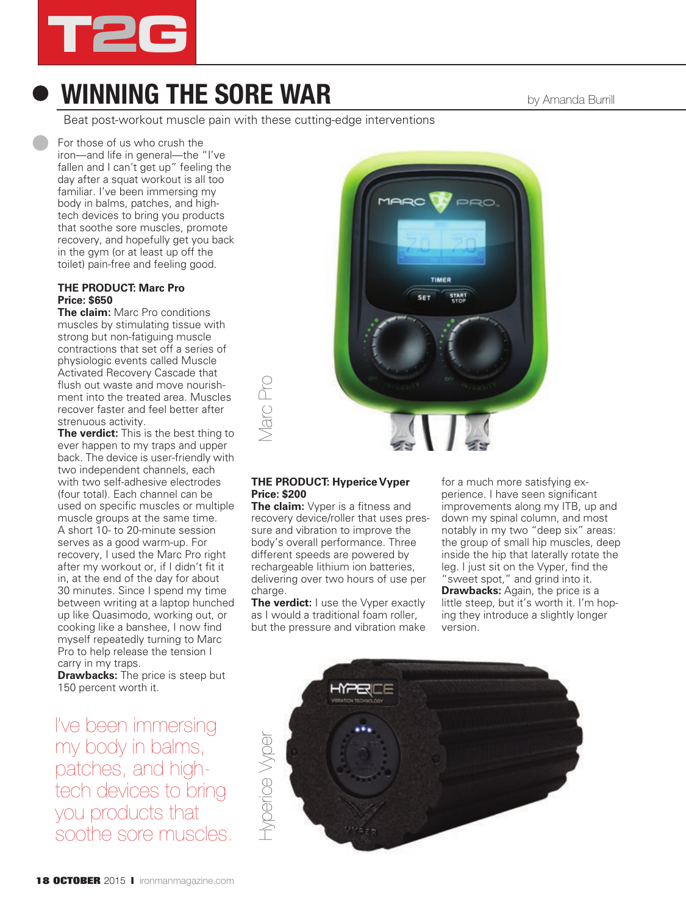# WINNING THE SORE WAR

by Amanda Burrill

Beat post-workout muscle pain with these cutting-edge interventions

For those of us who crush the iron—and life in general—the "I've fallen and I can't get up" feeling the day after a squat workout is all too familiar. I've been immersing my body in balms, patches, and high-tech devices to bring you products that soothe sore muscles, promote recovery, and hopefully get you back in the gym (or at least up off the toilet) pain-free and feeling good.

**THE PRODUCT: Marc Pro**
**Price: $650**

**The claim:** Marc Pro conditions muscles by stimulating tissue with strong but non-fatiguing muscle contractions that set off a series of physiologic events called Muscle Activated Recovery Cascade that flush out waste and move nourishment into the treated area. Muscles recover faster and feel better after strenuous activity.

**The verdict:** This is the best thing to ever happen to my traps and upper back. The device is user-friendly with two independent channels, each with two self-adhesive electrodes (four total). Each channel can be used on specific muscles or multiple muscle groups at the same time. A short 10- to 20-minute session serves as a good warm-up. For recovery, I used the Marc Pro right after my workout or, if I didn't fit it in, at the end of the day for about 30 minutes. Since I spend my time between writing at a laptop hunched up like Quasimodo, working out, or cooking like a banshee, I now find myself repeatedly turning to Marc Pro to help release the tension I carry in my traps.

**Drawbacks:** The price is steep but 150 percent worth it.

> I've been immersing my body in balms, patches, and high-tech devices to bring you products that soothe sore muscles.

Marc Pro

**THE PRODUCT: Hyperice Vyper**
**Price: $200**

**The claim:** Vyper is a fitness and recovery device/roller that uses pressure and vibration to improve the body's overall performance. Three different speeds are powered by rechargeable lithium ion batteries, delivering over two hours of use per charge.

**The verdict:** I use the Vyper exactly as I would a traditional foam roller, but the pressure and vibration make for a much more satisfying experience. I have seen significant improvements along my ITB, up and down my spinal column, and most notably in my two "deep six" areas: the group of small hip muscles, deep inside the hip that laterally rotate the leg. I just sit on the Vyper, find the "sweet spot," and grind into it.

**Drawbacks:** Again, the price is a little steep, but it's worth it. I'm hoping they introduce a slightly longer version.

Hyperice Vyper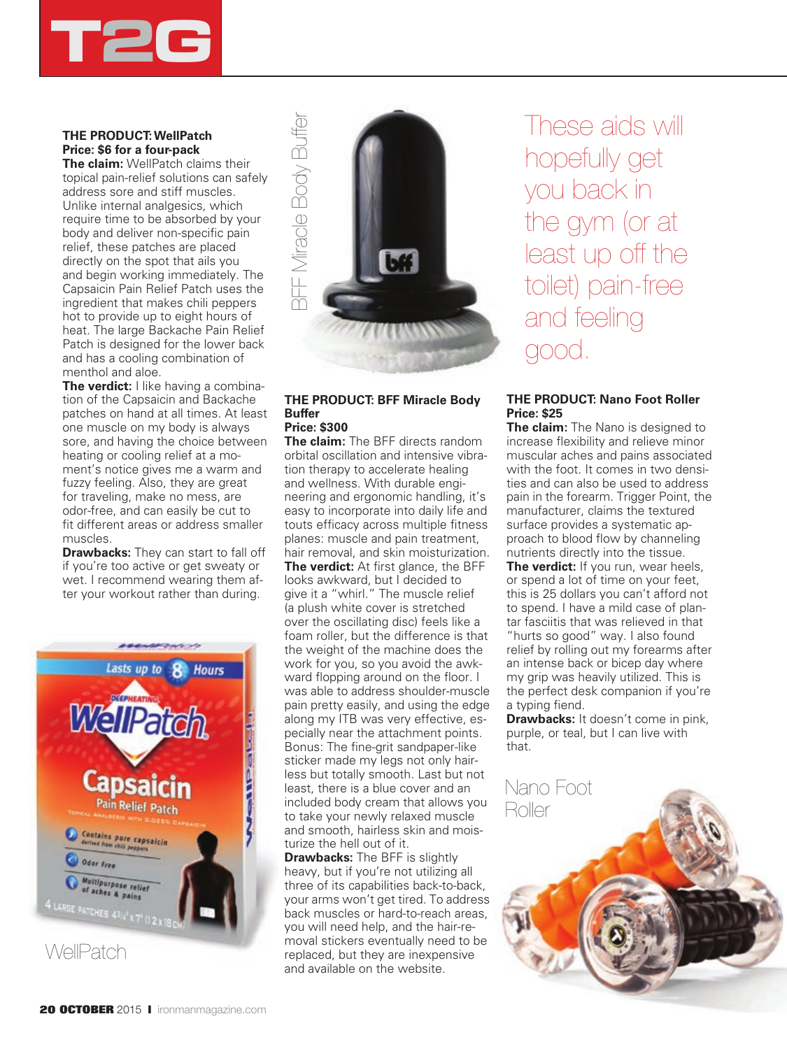**THE PRODUCT: WellPatch**
**Price: $6 for a four-pack**

**The claim:** WellPatch claims their topical pain-relief solutions can safely address sore and stiff muscles. Unlike internal analgesics, which require time to be absorbed by your body and deliver non-specific pain relief, these patches are placed directly on the spot that ails you and begin working immediately. The Capsaicin Pain Relief Patch uses the ingredient that makes chili peppers hot to provide up to eight hours of heat. The large Backache Pain Relief Patch is designed for the lower back and has a cooling combination of menthol and aloe.

**The verdict:** I like having a combination of the Capsaicin and Backache patches on hand at all times. At least one muscle on my body is always sore, and having the choice between heating or cooling relief at a moment's notice gives me a warm and fuzzy feeling. Also, they are great for traveling, make no mess, are odor-free, and can easily be cut to fit different areas or address smaller muscles.

**Drawbacks:** They can start to fall off if you're too active or get sweaty or wet. I recommend wearing them after your workout rather than during.

WellPatch

BFF Miracle Body Buffer

**THE PRODUCT: BFF Miracle Body Buffer**
**Price: $300**

**The claim:** The BFF directs random orbital oscillation and intensive vibration therapy to accelerate healing and wellness. With durable engineering and ergonomic handling, it's easy to incorporate into daily life and touts efficacy across multiple fitness planes: muscle and pain treatment, hair removal, and skin moisturization.

**The verdict:** At first glance, the BFF looks awkward, but I decided to give it a "whirl." The muscle relief (a plush white cover is stretched over the oscillating disc) feels like a foam roller, but the difference is that the weight of the machine does the work for you, so you avoid the awkward flopping around on the floor. I was able to address shoulder-muscle pain pretty easily, and using the edge along my ITB was very effective, especially near the attachment points. Bonus: The fine-grit sandpaper-like sticker made my legs not only hairless but totally smooth. Last but not least, there is a blue cover and an included body cream that allows you to take your newly relaxed muscle and smooth, hairless skin and moisturize the hell out of it.

**Drawbacks:** The BFF is slightly heavy, but if you're not utilizing all three of its capabilities back-to-back, your arms won't get tired. To address back muscles or hard-to-reach areas, you will need help, and the hair-removal stickers eventually need to be replaced, but they are inexpensive and available on the website.

These aids will hopefully get you back in the gym (or at least up off the toilet) pain-free and feeling good.

**THE PRODUCT: Nano Foot Roller**
**Price: $25**

**The claim:** The Nano is designed to increase flexibility and relieve minor muscular aches and pains associated with the foot. It comes in two densities and can also be used to address pain in the forearm. Trigger Point, the manufacturer, claims the textured surface provides a systematic approach to blood flow by channeling nutrients directly into the tissue.

**The verdict:** If you run, wear heels, or spend a lot of time on your feet, this is 25 dollars you can't afford not to spend. I have a mild case of plantar fasciitis that was relieved in that "hurts so good" way. I also found relief by rolling out my forearms after an intense back or bicep day where my grip was heavily utilized. This is the perfect desk companion if you're a typing fiend.

**Drawbacks:** It doesn't come in pink, purple, or teal, but I can live with that.

Nano Foot Roller